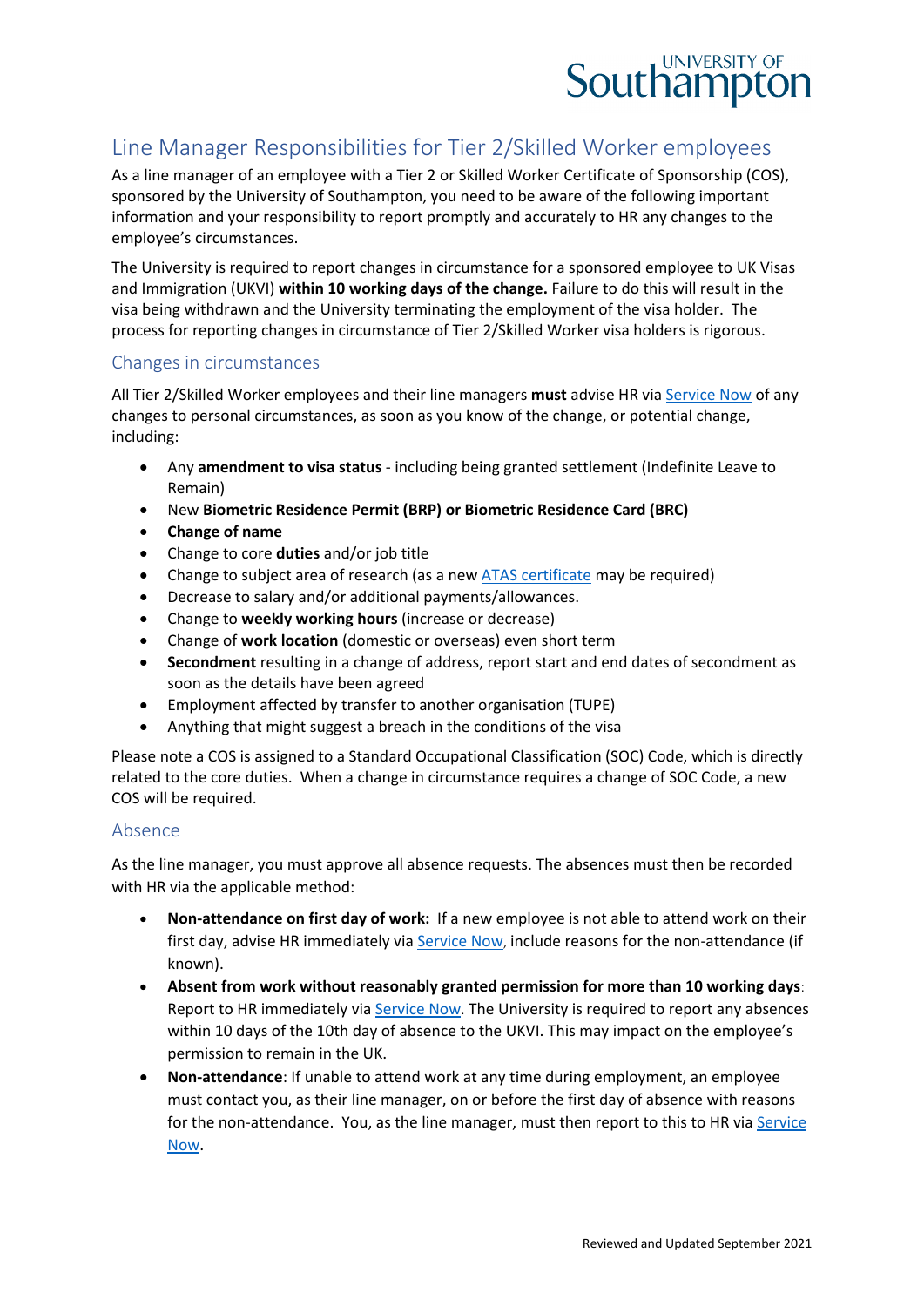# Line Manager Responsibilities for Tier 2/Skilled Worker employees

As a line manager of an employee with a Tier 2 or Skilled Worker Certificate of Sponsorship (COS), sponsored by the University of Southampton, you need to be aware of the following important information and your responsibility to report promptly and accurately to HR any changes to the employee's circumstances.

The University is required to report changes in circumstance for a sponsored employee to UK Visas and Immigration (UKVI) **within 10 working days of the change.** Failure to do this will result in the visa being withdrawn and the University terminating the employment of the visa holder. The process for reporting changes in circumstance of Tier 2/Skilled Worker visa holders is rigorous.

## Changes in circumstances

All Tier 2/Skilled Worker employees and their line managers **must** advise HR via Service Now of any changes to personal circumstances, as soon as you know of the change, or potential change, including:

- Any **amendment to visa status** - including being granted settlement (Indefinite Leave to Remain)
- New **Biometric Residence Permit (BRP) or Biometric Residence Card (BRC)**
- **Change of name**
- Change to core **duties** and/or job title
- Change to subject area of research (as a new ATAS certificate may be required)
- Decrease to salary and/or additional payments/allowances.
- Change to **weekly working hours** (increase or decrease)
- Change of **work location** (domestic or overseas) even short term
- **Secondment** resulting in a change of address, report start and end dates of secondment as soon as the details have been agreed
- Employment affected by transfer to another organisation (TUPE)
- Anything that might suggest a breach in the conditions of the visa

Please note a COS is assigned to a Standard Occupational Classification (SOC) Code, which is directly related to the core duties. When a change in circumstance requires a change of SOC Code, a new COS will be required.

## Absence

As the line manager, you must approve all absence requests. The absences must then be recorded with HR via the applicable method:

- **Non-attendance on first day of work:** If a new employee is not able to attend work on their first day, advise HR immediately via Service Now, include reasons for the non-attendance (if known).
- **Absent from work without reasonably granted permission for more than 10 working days**: Report to HR immediately via Service Now. The University is required to report any absences within 10 days of the 10th day of absence to the UKVI. This may impact on the employee's permission to remain in the UK.
- **Non-attendance**: If unable to attend work at any time during employment, an employee must contact you, as their line manager, on or before the first day of absence with reasons for the non-attendance. You, as the line manager, must then report to this to HR via Service Now.

Reviewed and Updated September 2021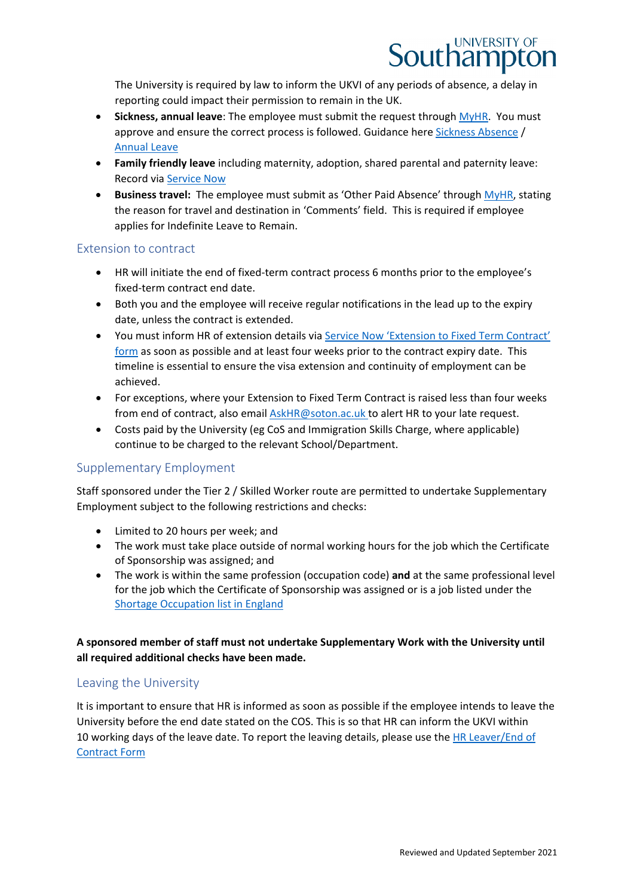The University is required by law to inform the UKVI of any periods of absence, a delay in reporting could impact their permission to remain in the UK.

- **Sickness, annual leave**: The employee must submit the request through MyHR. You must approve and ensure the correct process is followed. Guidance here Sickness Absence / Annual Leave
- **Family friendly leave** including maternity, adoption, shared parental and paternity leave: Record via Service Now
- **Business travel:** The employee must submit as 'Other Paid Absence' through MyHR, stating the reason for travel and destination in 'Comments' field. This is required if employee applies for Indefinite Leave to Remain.

## Extension to contract

- HR will initiate the end of fixed-term contract process 6 months prior to the employee's fixed-term contract end date.
- Both you and the employee will receive regular notifications in the lead up to the expiry date, unless the contract is extended.
- You must inform HR of extension details via Service Now 'Extension to Fixed Term Contract' form as soon as possible and at least four weeks prior to the contract expiry date. This timeline is essential to ensure the visa extension and continuity of employment can be achieved.
- For exceptions, where your Extension to Fixed Term Contract is raised less than four weeks from end of contract, also email AskHR@soton.ac.uk to alert HR to your late request.
- Costs paid by the University (eg CoS and Immigration Skills Charge, where applicable) continue to be charged to the relevant School/Department.

## Supplementary Employment

Staff sponsored under the Tier 2 / Skilled Worker route are permitted to undertake Supplementary Employment subject to the following restrictions and checks:

- Limited to 20 hours per week; and
- The work must take place outside of normal working hours for the job which the Certificate of Sponsorship was assigned; and
- The work is within the same profession (occupation code) **and** at the same professional level for the job which the Certificate of Sponsorship was assigned or is a job listed under the Shortage Occupation list in England

**A sponsored member of staff must not undertake Supplementary Work with the University until all required additional checks have been made.**

## Leaving the University

It is important to ensure that HR is informed as soon as possible if the employee intends to leave the University before the end date stated on the COS. This is so that HR can inform the UKVI within 10 working days of the leave date. To report the leaving details, please use the HR Leaver/End of Contract Form

Reviewed and Updated September 2021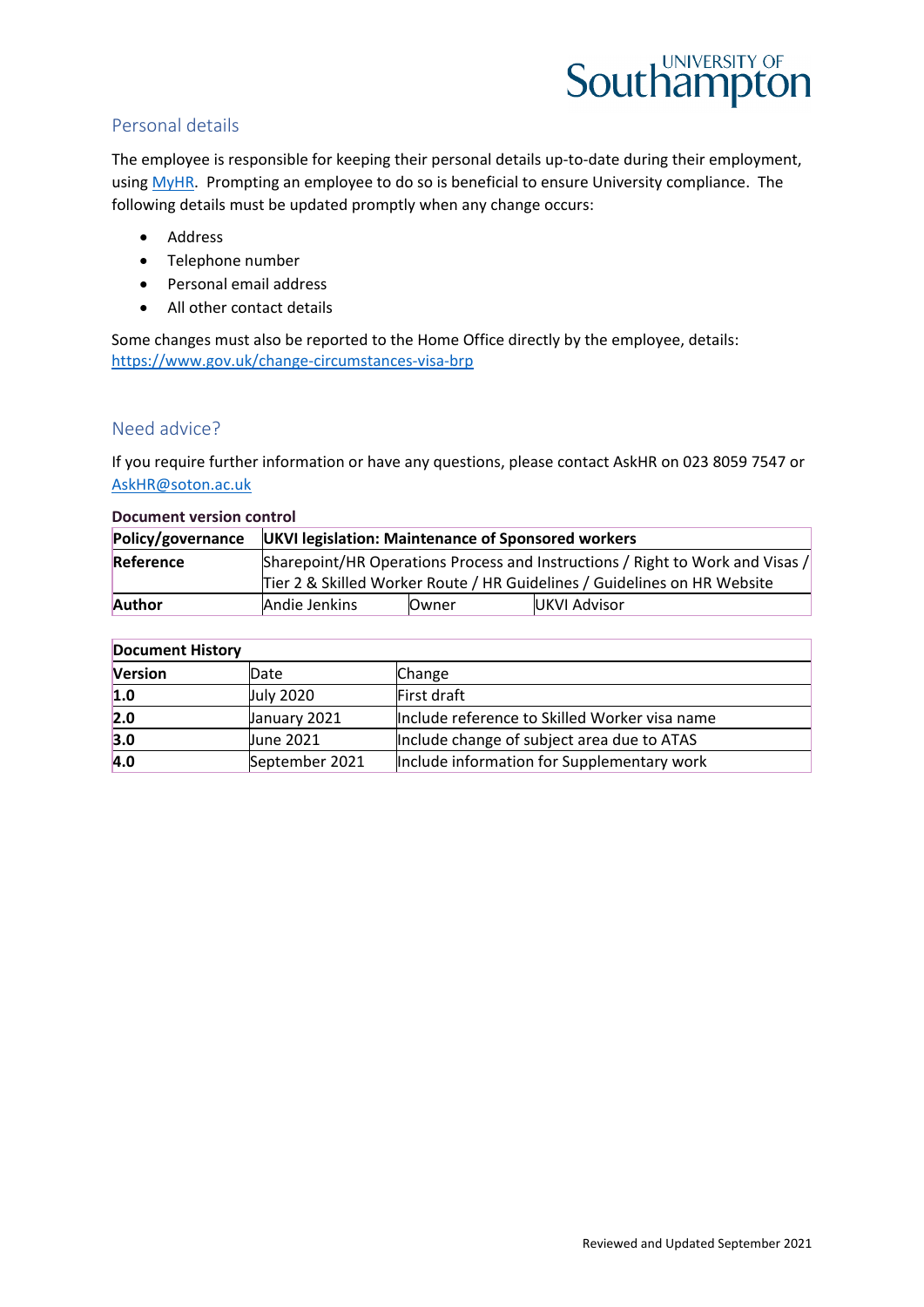## Personal details

The employee is responsible for keeping their personal details up-to-date during their employment, using [MyHR](MyHR). Prompting an employee to do so is beneficial to ensure University compliance. The following details must be updated promptly when any change occurs:

- Address
- Telephone number
- Personal email address
- All other contact details

Some changes must also be reported to the Home Office directly by the employee, details: https://www.gov.uk/change-circumstances-visa-brp

## Need advice?

If you require further information or have any questions, please contact AskHR on 023 8059 7547 or AskHR@soton.ac.uk

**Document version control**

| **Policy/governance** | **UKVI legislation: Maintenance of Sponsored workers** | | |
|---|---|---|---|
| **Reference** | Sharepoint/HR Operations Process and Instructions / Right to Work and Visas / Tier 2 & Skilled Worker Route / HR Guidelines / Guidelines on HR Website | | |
| **Author** | Andie Jenkins | Owner | UKVI Advisor |

| **Document History** | | |
|---|---|---|
| **Version** | Date | Change |
| **1.0** | July 2020 | First draft |
| **2.0** | January 2021 | Include reference to Skilled Worker visa name |
| **3.0** | June 2021 | Include change of subject area due to ATAS |
| **4.0** | September 2021 | Include information for Supplementary work |

Reviewed and Updated September 2021